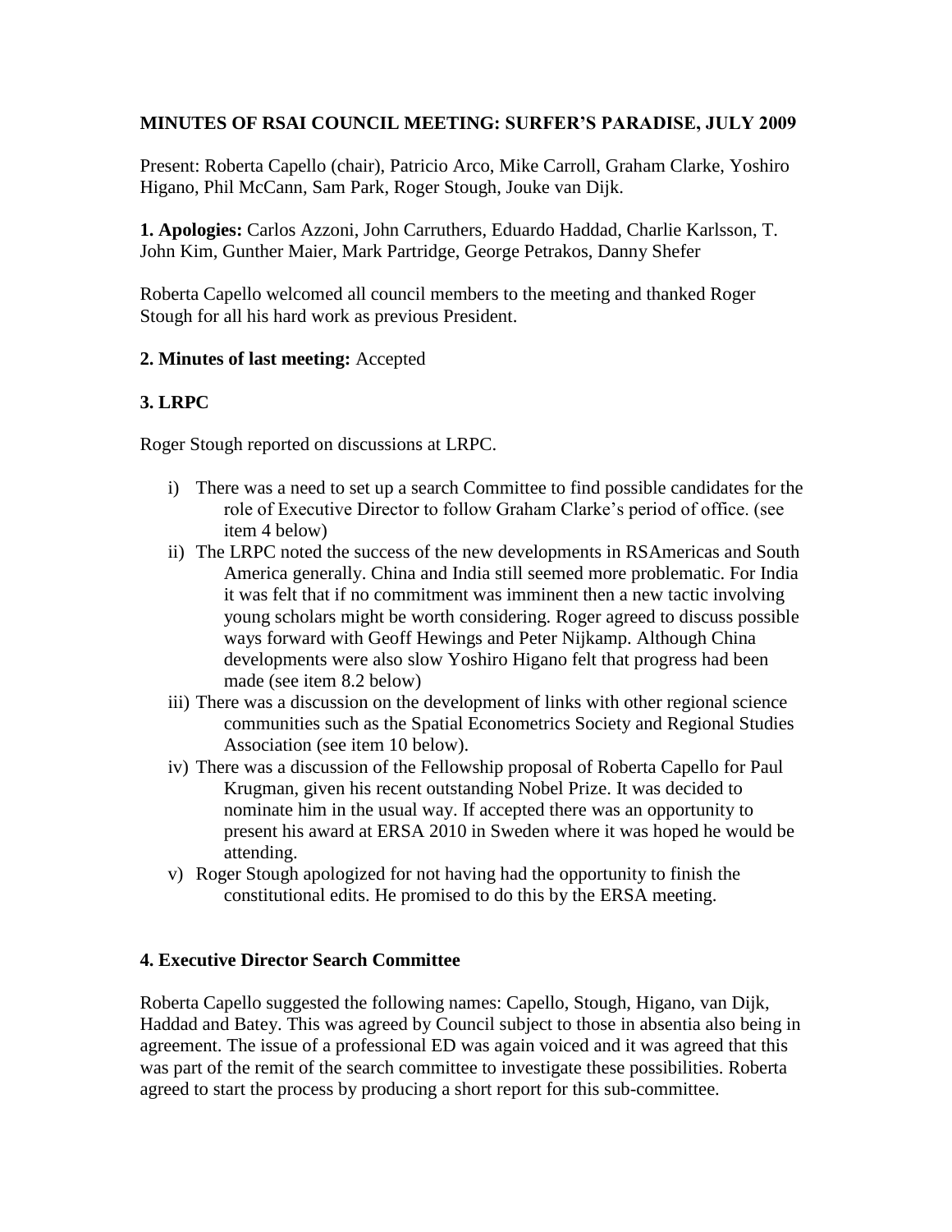# MINUTES OF RSAI COUNCIL MEETING: SURFER'S PARADISE, JULY 2009

Present: Roberta Capello (chair), Patricio Arco, Mike Carroll, Graham Clarke, Yoshiro Higano, Phil McCann, Sam Park, Roger Stough, Jouke van Dijk.

**1. Apologies:** Carlos Azzoni, John Carruthers, Eduardo Haddad, Charlie Karlsson, T. John Kim, Gunther Maier, Mark Partridge, George Petrakos, Danny Shefer

Roberta Capello welcomed all council members to the meeting and thanked Roger Stough for all his hard work as previous President.

**2. Minutes of last meeting:** Accepted

## 3. LRPC

Roger Stough reported on discussions at LRPC.

i) There was a need to set up a search Committee to find possible candidates for the role of Executive Director to follow Graham Clarke's period of office. (see item 4 below)

ii) The LRPC noted the success of the new developments in RSAmericas and South America generally. China and India still seemed more problematic. For India it was felt that if no commitment was imminent then a new tactic involving young scholars might be worth considering. Roger agreed to discuss possible ways forward with Geoff Hewings and Peter Nijkamp. Although China developments were also slow Yoshiro Higano felt that progress had been made (see item 8.2 below)

iii) There was a discussion on the development of links with other regional science communities such as the Spatial Econometrics Society and Regional Studies Association (see item 10 below).

iv) There was a discussion of the Fellowship proposal of Roberta Capello for Paul Krugman, given his recent outstanding Nobel Prize. It was decided to nominate him in the usual way. If accepted there was an opportunity to present his award at ERSA 2010 in Sweden where it was hoped he would be attending.

v) Roger Stough apologized for not having had the opportunity to finish the constitutional edits. He promised to do this by the ERSA meeting.

## 4. Executive Director Search Committee

Roberta Capello suggested the following names: Capello, Stough, Higano, van Dijk, Haddad and Batey. This was agreed by Council subject to those in absentia also being in agreement. The issue of a professional ED was again voiced and it was agreed that this was part of the remit of the search committee to investigate these possibilities. Roberta agreed to start the process by producing a short report for this sub-committee.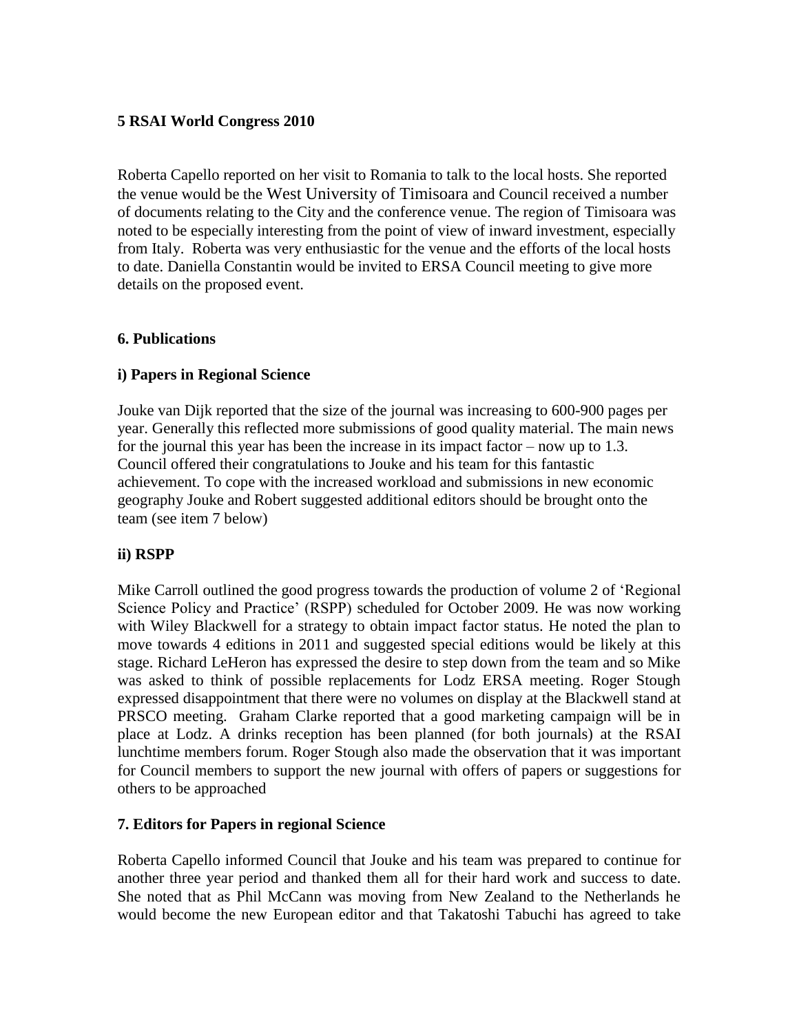**5 RSAI World Congress 2010**

Roberta Capello reported on her visit to Romania to talk to the local hosts. She reported the venue would be the West University of Timisoara and Council received a number of documents relating to the City and the conference venue. The region of Timisoara was noted to be especially interesting from the point of view of inward investment, especially from Italy. Roberta was very enthusiastic for the venue and the efforts of the local hosts to date. Daniella Constantin would be invited to ERSA Council meeting to give more details on the proposed event.

**6. Publications**

**i) Papers in Regional Science**

Jouke van Dijk reported that the size of the journal was increasing to 600-900 pages per year. Generally this reflected more submissions of good quality material. The main news for the journal this year has been the increase in its impact factor – now up to 1.3. Council offered their congratulations to Jouke and his team for this fantastic achievement. To cope with the increased workload and submissions in new economic geography Jouke and Robert suggested additional editors should be brought onto the team (see item 7 below)

**ii) RSPP**

Mike Carroll outlined the good progress towards the production of volume 2 of 'Regional Science Policy and Practice' (RSPP) scheduled for October 2009. He was now working with Wiley Blackwell for a strategy to obtain impact factor status. He noted the plan to move towards 4 editions in 2011 and suggested special editions would be likely at this stage. Richard LeHeron has expressed the desire to step down from the team and so Mike was asked to think of possible replacements for Lodz ERSA meeting. Roger Stough expressed disappointment that there were no volumes on display at the Blackwell stand at PRSCO meeting. Graham Clarke reported that a good marketing campaign will be in place at Lodz. A drinks reception has been planned (for both journals) at the RSAI lunchtime members forum. Roger Stough also made the observation that it was important for Council members to support the new journal with offers of papers or suggestions for others to be approached

**7. Editors for Papers in regional Science**

Roberta Capello informed Council that Jouke and his team was prepared to continue for another three year period and thanked them all for their hard work and success to date. She noted that as Phil McCann was moving from New Zealand to the Netherlands he would become the new European editor and that Takatoshi Tabuchi has agreed to take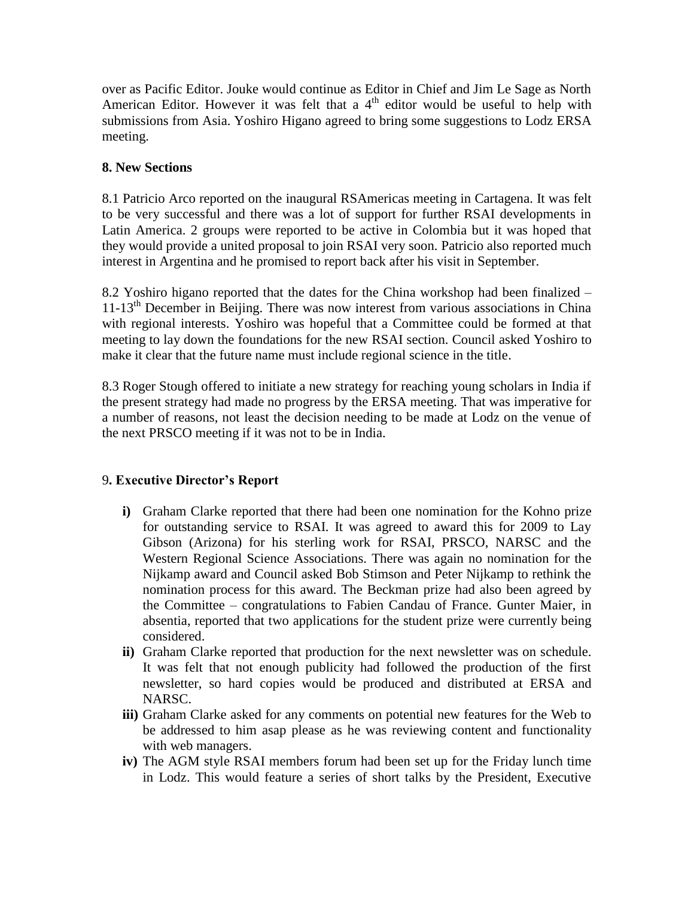over as Pacific Editor. Jouke would continue as Editor in Chief and Jim Le Sage as North American Editor. However it was felt that a 4th editor would be useful to help with submissions from Asia. Yoshiro Higano agreed to bring some suggestions to Lodz ERSA meeting.

**8. New Sections**

8.1 Patricio Arco reported on the inaugural RSAmericas meeting in Cartagena. It was felt to be very successful and there was a lot of support for further RSAI developments in Latin America. 2 groups were reported to be active in Colombia but it was hoped that they would provide a united proposal to join RSAI very soon. Patricio also reported much interest in Argentina and he promised to report back after his visit in September.

8.2 Yoshiro higano reported that the dates for the China workshop had been finalized – 11-13th December in Beijing. There was now interest from various associations in China with regional interests. Yoshiro was hopeful that a Committee could be formed at that meeting to lay down the foundations for the new RSAI section. Council asked Yoshiro to make it clear that the future name must include regional science in the title.

8.3 Roger Stough offered to initiate a new strategy for reaching young scholars in India if the present strategy had made no progress by the ERSA meeting. That was imperative for a number of reasons, not least the decision needing to be made at Lodz on the venue of the next PRSCO meeting if it was not to be in India.

9**. Executive Director's Report**

- **i)** Graham Clarke reported that there had been one nomination for the Kohno prize for outstanding service to RSAI. It was agreed to award this for 2009 to Lay Gibson (Arizona) for his sterling work for RSAI, PRSCO, NARSC and the Western Regional Science Associations. There was again no nomination for the Nijkamp award and Council asked Bob Stimson and Peter Nijkamp to rethink the nomination process for this award. The Beckman prize had also been agreed by the Committee – congratulations to Fabien Candau of France. Gunter Maier, in absentia, reported that two applications for the student prize were currently being considered.
- **ii)** Graham Clarke reported that production for the next newsletter was on schedule. It was felt that not enough publicity had followed the production of the first newsletter, so hard copies would be produced and distributed at ERSA and NARSC.
- **iii)** Graham Clarke asked for any comments on potential new features for the Web to be addressed to him asap please as he was reviewing content and functionality with web managers.
- **iv)** The AGM style RSAI members forum had been set up for the Friday lunch time in Lodz. This would feature a series of short talks by the President, Executive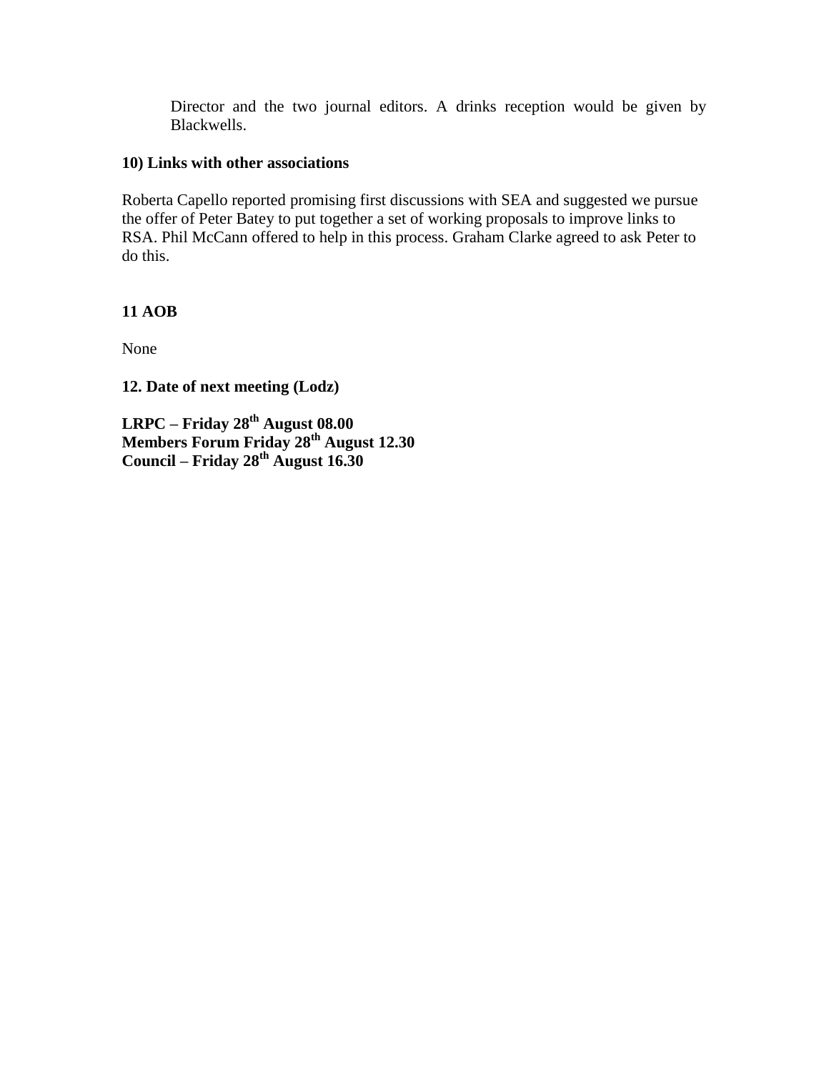Director and the two journal editors. A drinks reception would be given by Blackwells.

**10) Links with other associations**

Roberta Capello reported promising first discussions with SEA and suggested we pursue the offer of Peter Batey to put together a set of working proposals to improve links to RSA. Phil McCann offered to help in this process. Graham Clarke agreed to ask Peter to do this.

**11 AOB**

None

**12. Date of next meeting (Lodz)**

**LRPC – Friday 28th August 08.00**
**Members Forum Friday 28th August 12.30**
**Council – Friday 28th August 16.30**